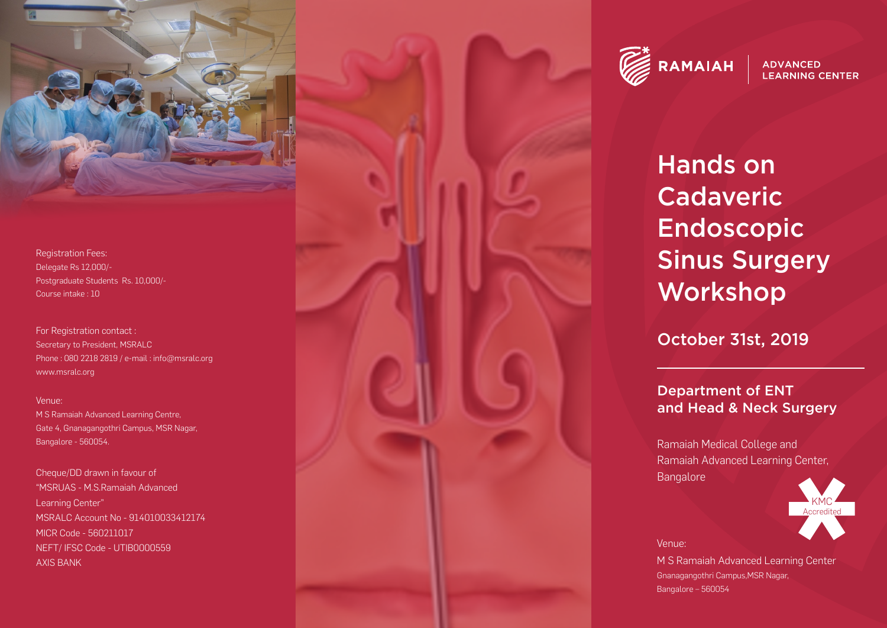Registration Fees:
Delegate Rs 12,000/-
Postgraduate Students Rs. 10,000/-
Course intake : 10

For Registration contact :
Secretary to President, MSRALC
Phone : 080 2218 2819 / e-mail : info@msralc.org
www.msralc.org

Venue:
M S Ramaiah Advanced Learning Centre,
Gate 4, Gnanagangothri Campus, MSR Nagar,
Bangalore - 560054.

Cheque/DD drawn in favour of
"MSRUAS - M.S.Ramaiah Advanced
Learning Center"
MSRALC Account No - 914010033412174
MICR Code - 560211017
NEFT/ IFSC Code - UTIB0000559
AXIS BANK

RAMAIAH | ADVANCED LEARNING CENTER

# Hands on Cadaveric Endoscopic Sinus Surgery Workshop

## October 31st, 2019

### Department of ENT and Head & Neck Surgery

Ramaiah Medical College and
Ramaiah Advanced Learning Center,
Bangalore

KMC Accredited

Venue:
M S Ramaiah Advanced Learning Center
Gnanagangothri Campus,MSR Nagar,
Bangalore – 560054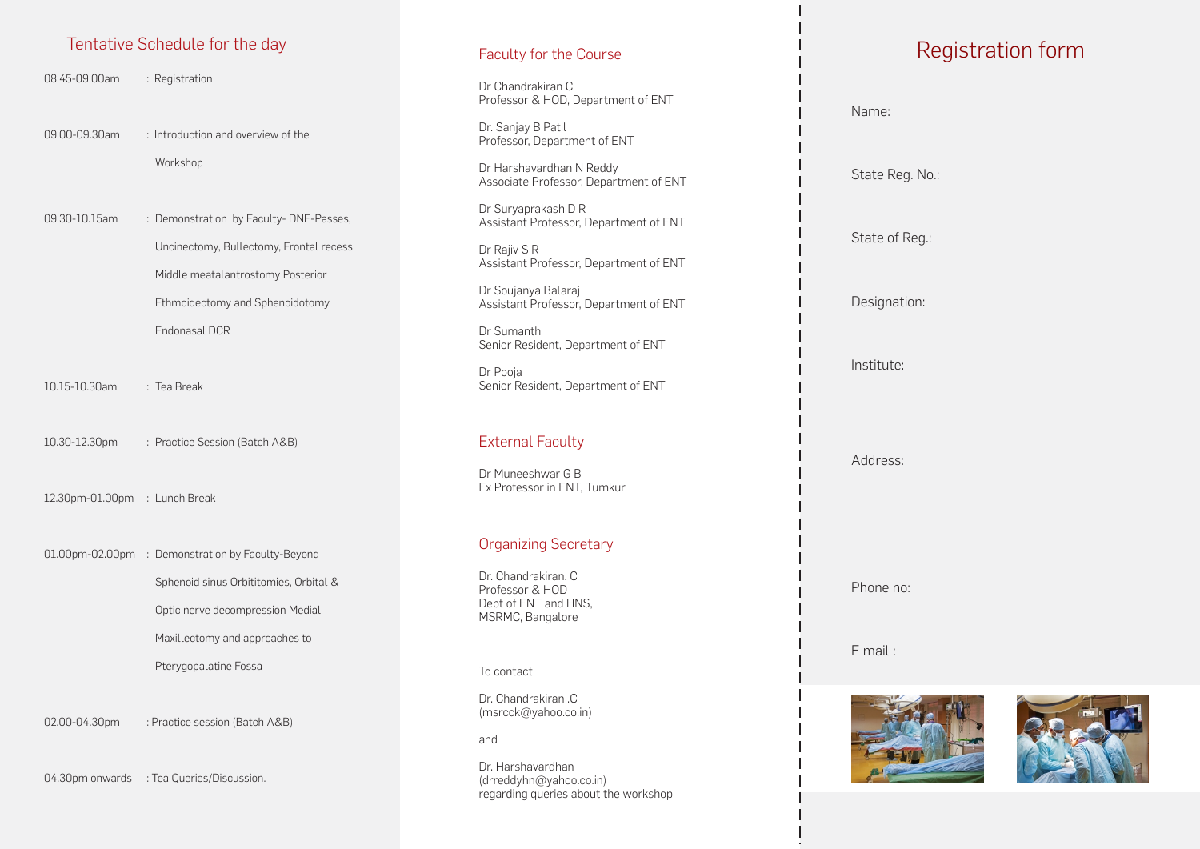## Tentative Schedule for the day

| | |
|---|---|
| 08.45-09.00am | : Registration |
| 09.00-09.30am | : Introduction and overview of the Workshop |
| 09.30-10.15am | : Demonstration by Faculty- DNE-Passes, Uncinectomy, Bullectomy, Frontal recess, Middle meatalantrostomy Posterior Ethmoidectomy and Sphenoidotomy Endonasal DCR |
| 10.15-10.30am | : Tea Break |
| 10.30-12.30pm | : Practice Session (Batch A&B) |
| 12.30pm-01.00pm | : Lunch Break |
| 01.00pm-02.00pm | : Demonstration by Faculty-Beyond Sphenoid sinus Orbititomies, Orbital & Optic nerve decompression Medial Maxillectomy and approaches to Pterygopalatine Fossa |
| 02.00-04.30pm | : Practice session (Batch A&B) |
| 04.30pm onwards | : Tea Queries/Discussion. |

## Faculty for the Course

Dr Chandrakiran C
Professor & HOD, Department of ENT

Dr. Sanjay B Patil
Professor, Department of ENT

Dr Harshavardhan N Reddy
Associate Professor, Department of ENT

Dr Suryaprakash D R
Assistant Professor, Department of ENT

Dr Rajiv S R
Assistant Professor, Department of ENT

Dr Soujanya Balaraj
Assistant Professor, Department of ENT

Dr Sumanth
Senior Resident, Department of ENT

Dr Pooja
Senior Resident, Department of ENT

## External Faculty

Dr Muneeshwar G B
Ex Professor in ENT, Tumkur

## Organizing Secretary

Dr. Chandrakiran. C
Professor & HOD
Dept of ENT and HNS,
MSRMC, Bangalore

To contact

Dr. Chandrakiran .C
(msrcck@yahoo.co.in)

and

Dr. Harshavardhan
(drreddyhn@yahoo.co.in)
regarding queries about the workshop

## Registration form

Name:

State Reg. No.:

State of Reg.:

Designation:

Institute:

Address:

Phone no:

E mail :